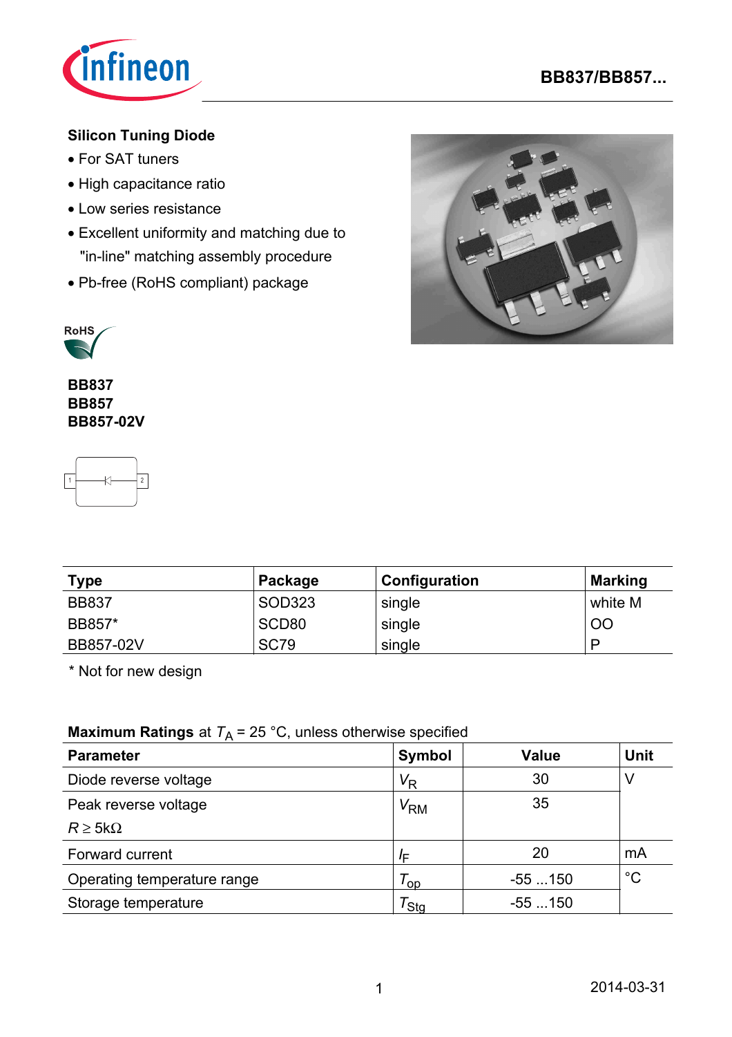## Silicon Tuning Diode

- For SAT tuners
- High capacitance ratio
- Low series resistance
- Excellent uniformity and matching due to "in-line" matching assembly procedure
- Pb-free (RoHS compliant) package

**BB837**
**BB857**
**BB857-02V**

| Type | Package | Configuration | Marking |
|---|---|---|---|
| BB837 | SOD323 | single | white M |
| BB857* | SCD80 | single | OO |
| BB857-02V | SC79 | single | P |

\* Not for new design

**Maximum Ratings** at $T_A$ = 25 °C, unless otherwise specified

| Parameter | Symbol | Value | Unit |
|---|---|---|---|
| Diode reverse voltage | $V_R$ | 30 | V |
| Peak reverse voltage<br>$R \geq 5\text{k}\Omega$ | $V_{RM}$ | 35 | |
| Forward current | $I_F$ | 20 | mA |
| Operating temperature range | $T_{op}$ | -55 ...150 | °C |
| Storage temperature | $T_{Stg}$ | -55 ...150 | |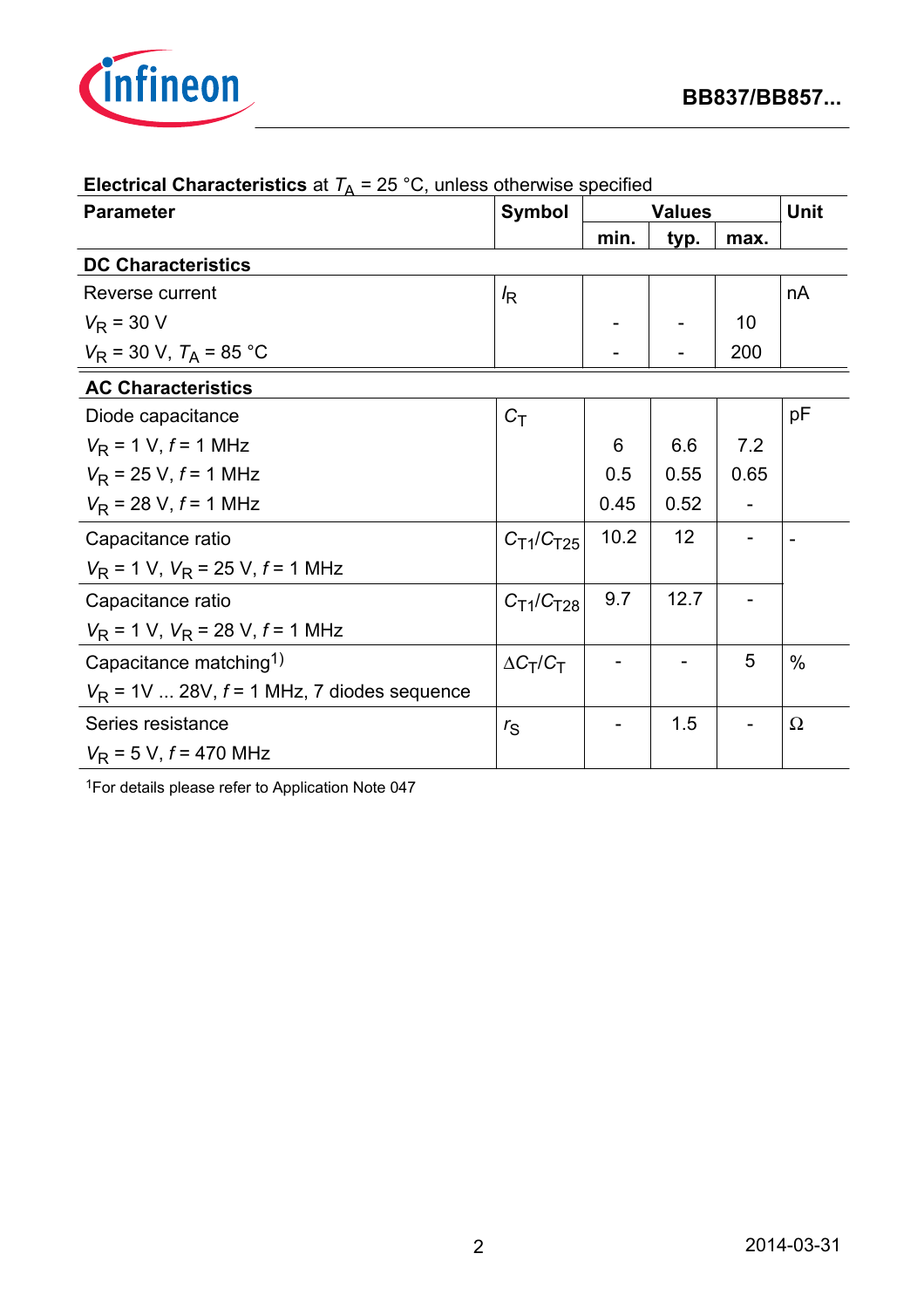**Electrical Characteristics** at $T_A$ = 25 °C, unless otherwise specified

| Parameter | Symbol | Values | | | Unit |
|---|---|---|---|---|---|
| | | min. | typ. | max. | |
| **DC Characteristics** | | | | | |
| Reverse current | $I_R$ | | | | nA |
| $V_R$ = 30 V | | - | - | 10 | |
| $V_R$ = 30 V, $T_A$ = 85 °C | | - | - | 200 | |
| **AC Characteristics** | | | | | |
| Diode capacitance | $C_T$ | | | | pF |
| $V_R$ = 1 V, $f$ = 1 MHz | | 6 | 6.6 | 7.2 | |
| $V_R$ = 25 V, $f$ = 1 MHz | | 0.5 | 0.55 | 0.65 | |
| $V_R$ = 28 V, $f$ = 1 MHz | | 0.45 | 0.52 | - | |
| Capacitance ratio<br>$V_R$ = 1 V, $V_R$ = 25 V, $f$ = 1 MHz | $C_{T1}/C_{T25}$ | 10.2 | 12 | - | - |
| Capacitance ratio<br>$V_R$ = 1 V, $V_R$ = 28 V, $f$ = 1 MHz | $C_{T1}/C_{T28}$ | 9.7 | 12.7 | - | |
| Capacitance matching[1)]<br>$V_R$ = 1V ... 28V, $f$ = 1 MHz, 7 diodes sequence | $\Delta C_T/C_T$ | - | - | 5 | % |
| Series resistance<br>$V_R$ = 5 V, $f$ = 470 MHz | $r_S$ | - | 1.5 | - | Ω |

[1]For details please refer to Application Note 047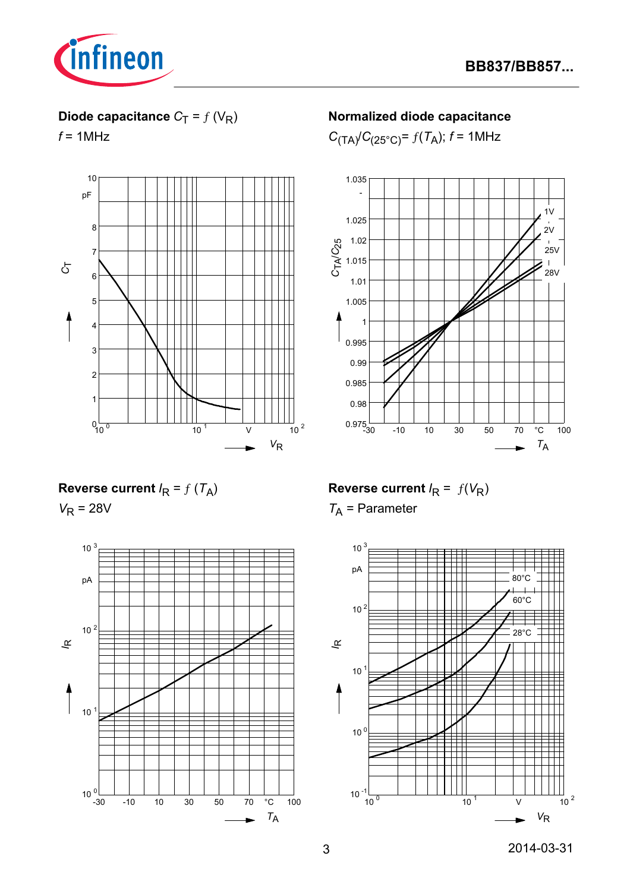**Diode capacitance $C_T = f(V_R)$**

$f$ = 1MHz

**Normalized diode capacitance**

$C_{(TA)}/C_{(25°C)} = f(T_A)$; $f$ = 1MHz

**Reverse current $I_R = f(T_A)$**

$V_R$ = 28V

**Reverse current $I_R = f(V_R)$**

$T_A$ = Parameter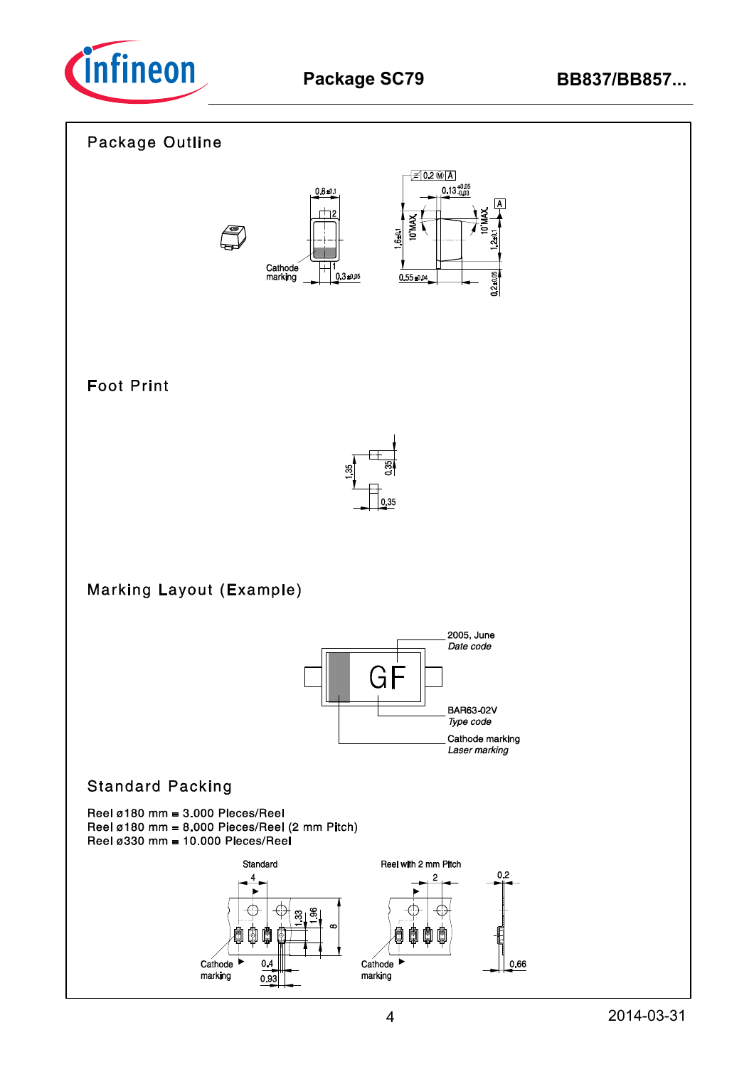# Package SC79

## Package Outline

## Foot Print

## Marking Layout (Example)

## Standard Packing

Reel ø180 mm = 3.000 Pieces/Reel
Reel ø180 mm = 8.000 Pieces/Reel (2 mm Pitch)
Reel ø330 mm = 10.000 Pieces/Reel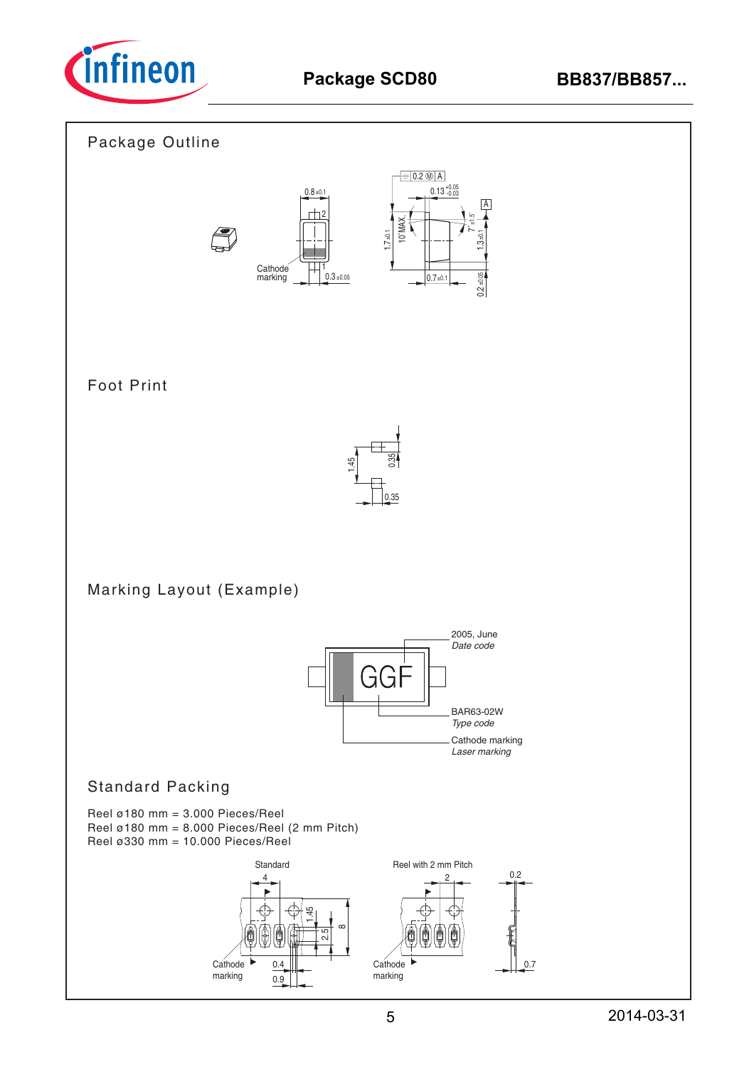# Package SCD80

## Package Outline

Cathode marking

0.8 ±0.1

0.3 ±0.05

0.2 Ⓜ A

0.13 +0.05 −0.03

1.7 ±0.1

10˚MAX.

7˚ ±1.5˚

1.3 ±0.1

0.7 ±0.1

0.2 ±0.05

## Foot Print

1.45

0.35

0.35

## Marking Layout (Example)

GGF

2005, June
*Date code*

BAR63-02W
*Type code*

Cathode marking
*Laser marking*

## Standard Packing

Reel ø180 mm = 3.000 Pieces/Reel
Reel ø180 mm = 8.000 Pieces/Reel (2 mm Pitch)
Reel ø330 mm = 10.000 Pieces/Reel

Standard

Reel with 2 mm Pitch

Cathode marking

4

1.45

2.5

8

0.4

0.9

2

0.2

0.7

2014-03-31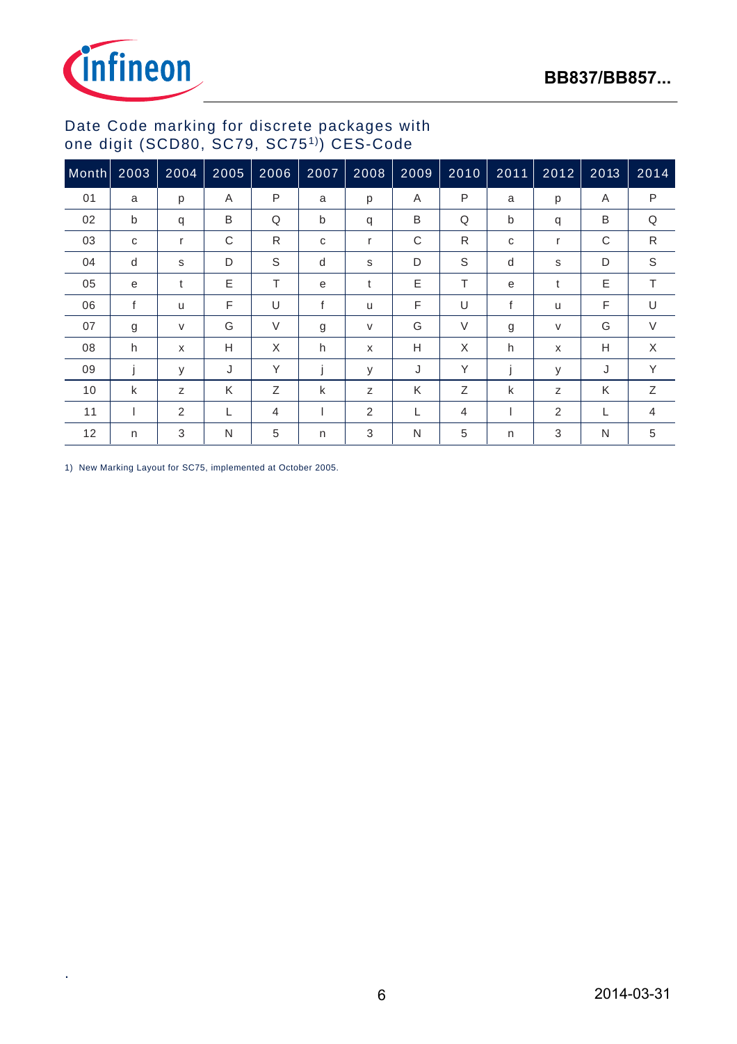## Date Code marking for discrete packages with one digit (SCD80, SC79, SC75[1]) CES-Code

| Month | 2003 | 2004 | 2005 | 2006 | 2007 | 2008 | 2009 | 2010 | 2011 | 2012 | 2013 | 2014 |
|---|---|---|---|---|---|---|---|---|---|---|---|---|
| 01 | a | p | A | P | a | p | A | P | a | p | A | P |
| 02 | b | q | B | Q | b | q | B | Q | b | q | B | Q |
| 03 | c | r | C | R | c | r | C | R | c | r | C | R |
| 04 | d | s | D | S | d | s | D | S | d | s | D | S |
| 05 | e | t | E | T | e | t | E | T | e | t | E | T |
| 06 | f | u | F | U | f | u | F | U | f | u | F | U |
| 07 | g | v | G | V | g | v | G | V | g | v | G | V |
| 08 | h | x | H | X | h | x | H | X | h | x | H | X |
| 09 | j | y | J | Y | j | y | J | Y | j | y | J | Y |
| 10 | k | z | K | Z | k | z | K | Z | k | z | K | Z |
| 11 | l | 2 | L | 4 | l | 2 | L | 4 | l | 2 | L | 4 |
| 12 | n | 3 | N | 5 | n | 3 | N | 5 | n | 3 | N | 5 |

1) New Marking Layout for SC75, implemented at October 2005.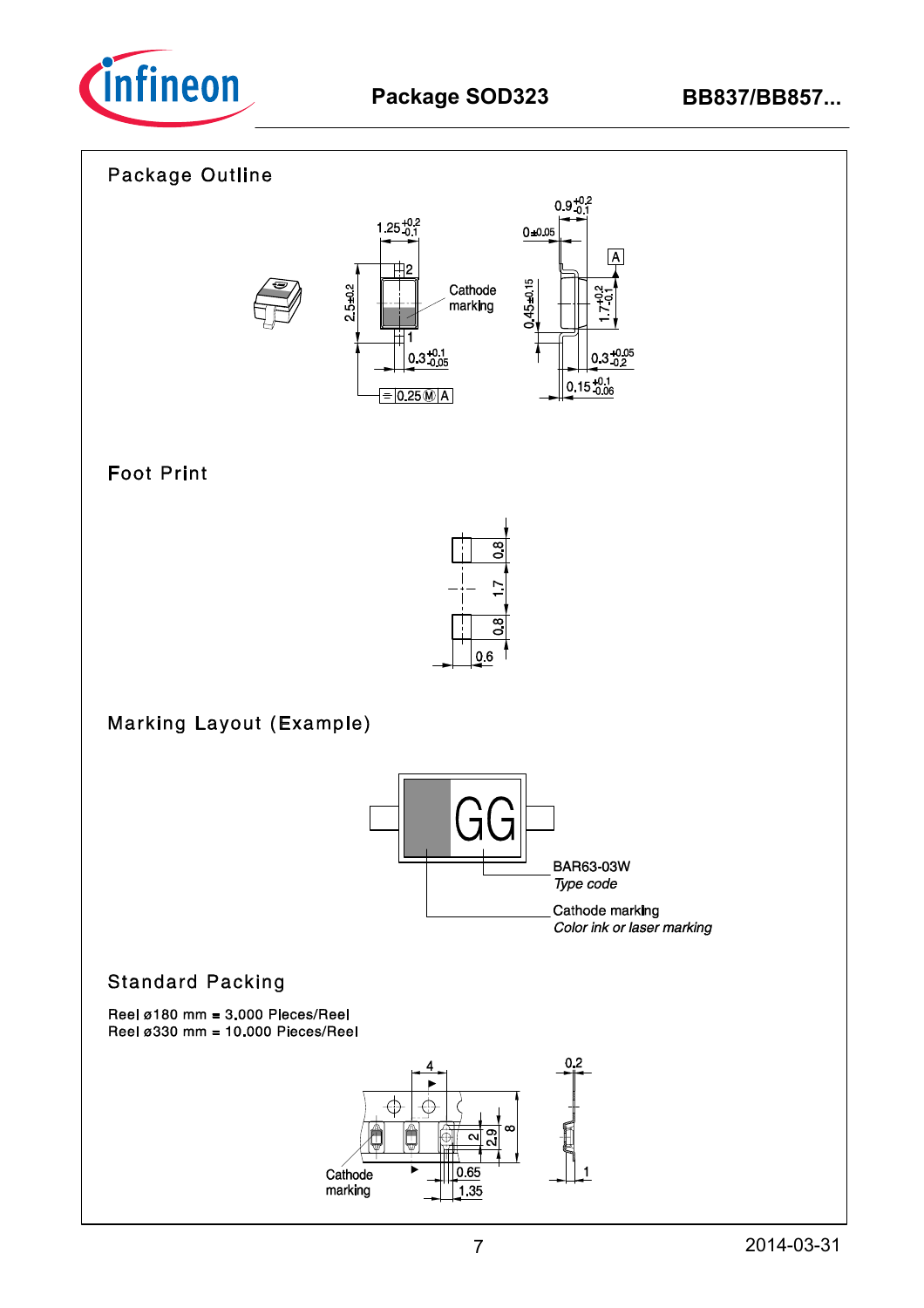# Package SOD323

## Package Outline

## Foot Print

## Marking Layout (Example)

## Standard Packing

Reel ø180 mm = 3.000 Pieces/Reel
Reel ø330 mm = 10.000 Pieces/Reel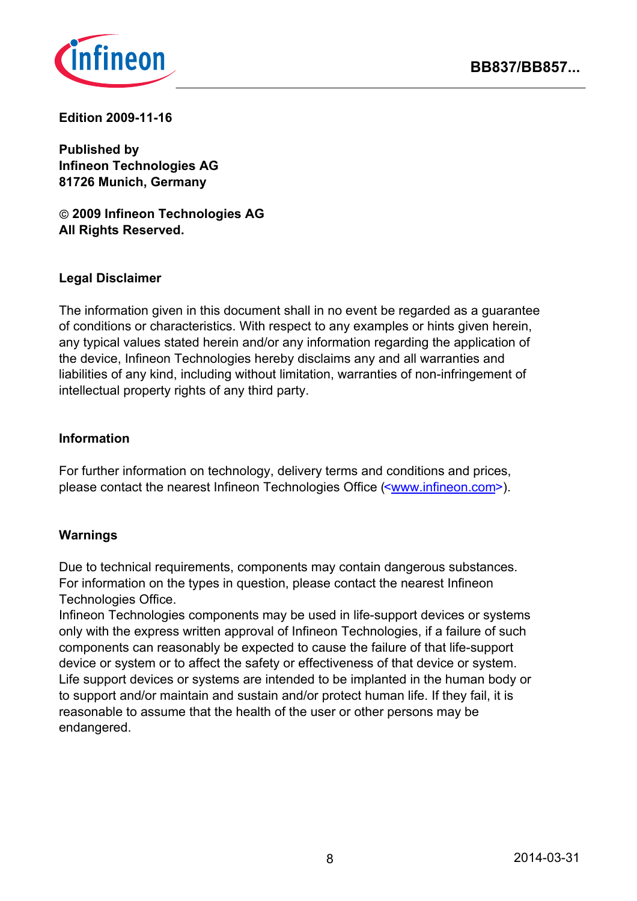**Edition 2009-11-16**

**Published by**
**Infineon Technologies AG**
**81726 Munich, Germany**

**© 2009 Infineon Technologies AG**
**All Rights Reserved.**

### Legal Disclaimer

The information given in this document shall in no event be regarded as a guarantee of conditions or characteristics. With respect to any examples or hints given herein, any typical values stated herein and/or any information regarding the application of the device, Infineon Technologies hereby disclaims any and all warranties and liabilities of any kind, including without limitation, warranties of non-infringement of intellectual property rights of any third party.

### Information

For further information on technology, delivery terms and conditions and prices, please contact the nearest Infineon Technologies Office (<www.infineon.com>).

### Warnings

Due to technical requirements, components may contain dangerous substances. For information on the types in question, please contact the nearest Infineon Technologies Office.
Infineon Technologies components may be used in life-support devices or systems only with the express written approval of Infineon Technologies, if a failure of such components can reasonably be expected to cause the failure of that life-support device or system or to affect the safety or effectiveness of that device or system. Life support devices or systems are intended to be implanted in the human body or to support and/or maintain and sustain and/or protect human life. If they fail, it is reasonable to assume that the health of the user or other persons may be endangered.